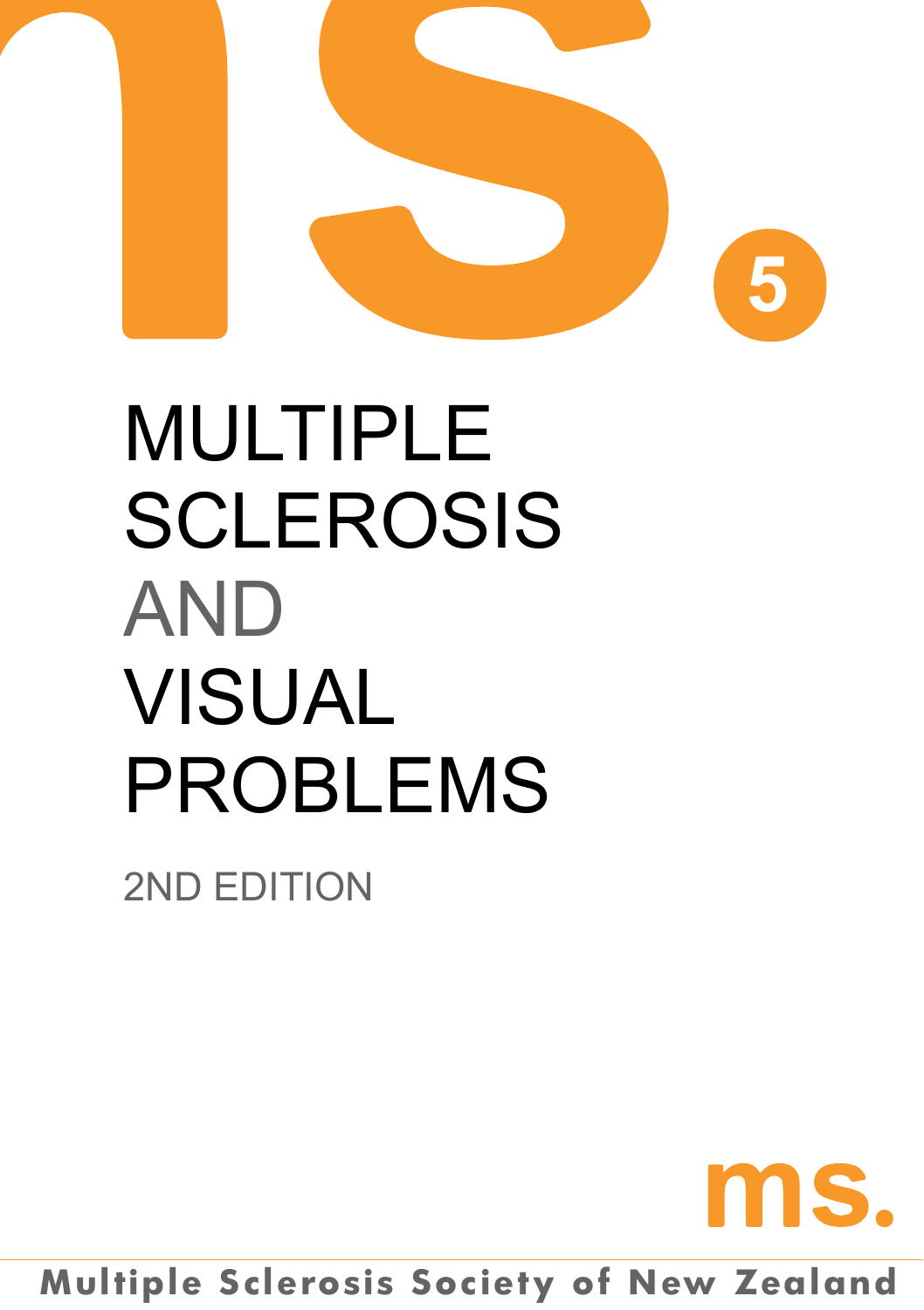5

# MULTIPLE SCLEROSIS AND VISUAL PROBLEMS

2ND EDITION

ms.

Multiple Sclerosis Society of New Zealand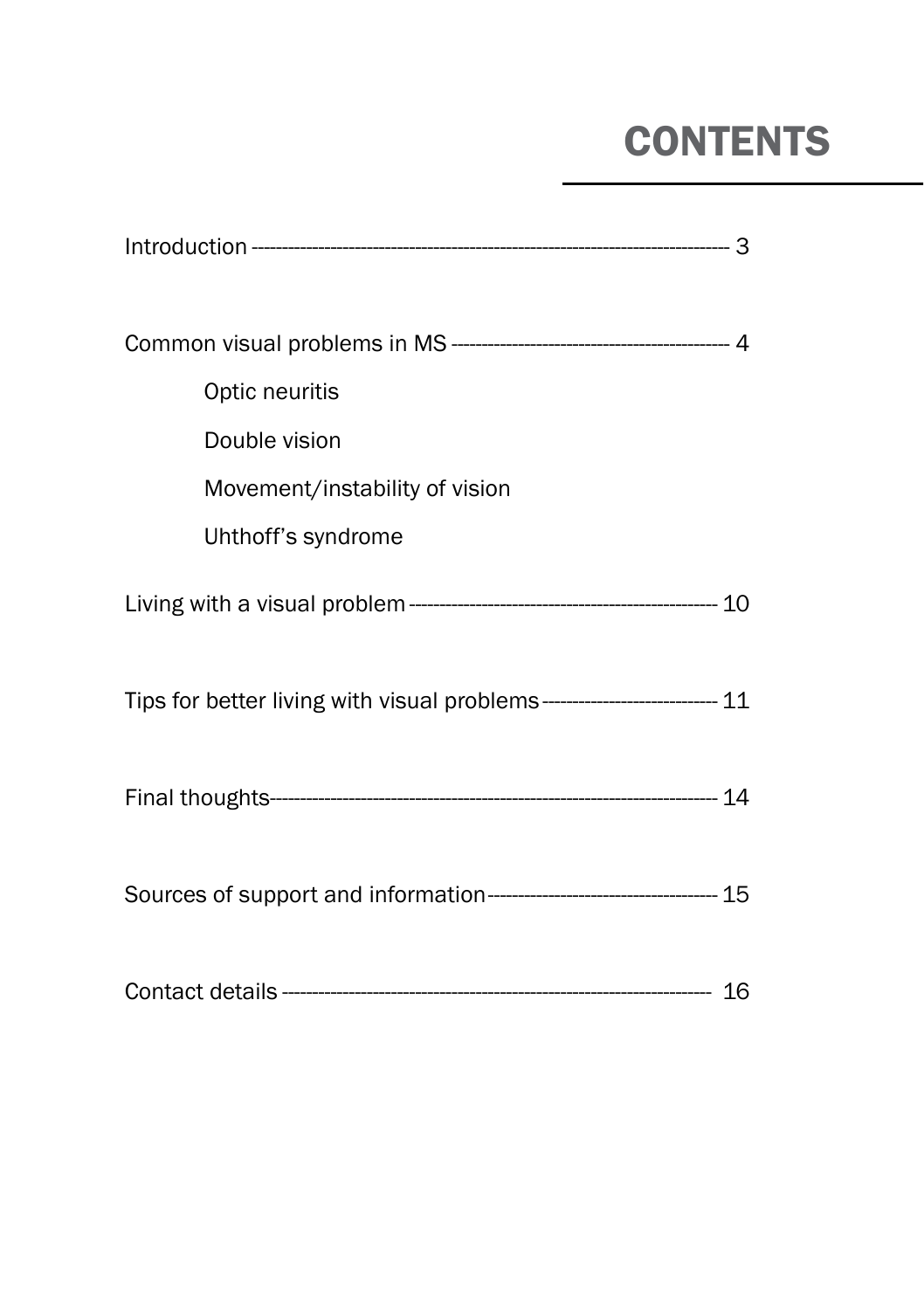# CONTENTS

Introduction ---------------------------------------------------------------------------- 3

Common visual problems in MS -------------------------------------------- 4

- Optic neuritis
- Double vision
- Movement/instability of vision
- Uhthoff's syndrome

Living with a visual problem -------------------------------------------------- 10

Tips for better living with visual problems ---------------------------- 11

Final thoughts------------------------------------------------------------------------ 14

Sources of support and information------------------------------------- 15

Contact details -------------------------------------------------------------------- 16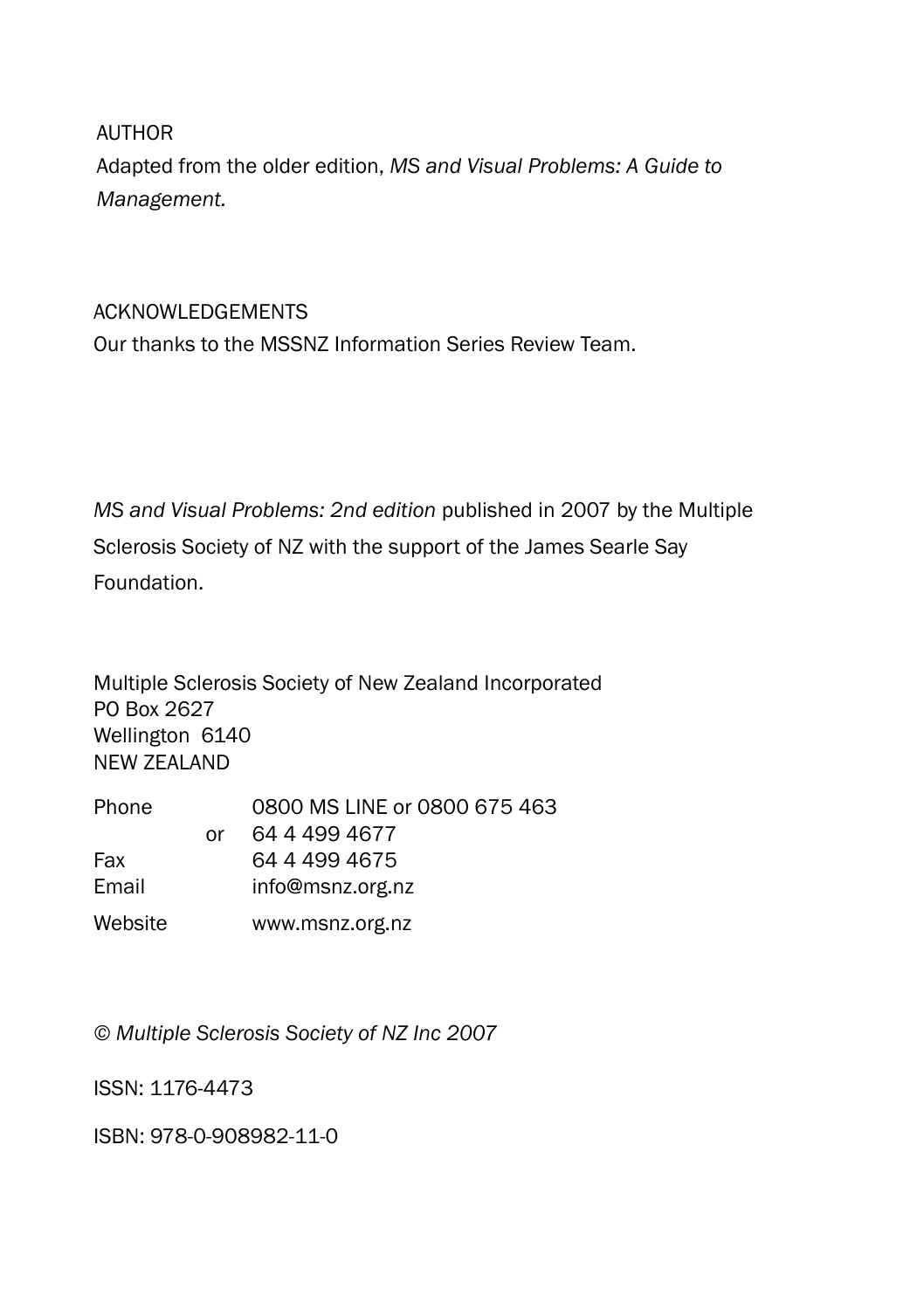AUTHOR

Adapted from the older edition, *MS and Visual Problems: A Guide to Management.*

ACKNOWLEDGEMENTS

Our thanks to the MSSNZ Information Series Review Team.

*MS and Visual Problems: 2nd edition* published in 2007 by the Multiple Sclerosis Society of NZ with the support of the James Searle Say Foundation.

Multiple Sclerosis Society of New Zealand Incorporated  
PO Box 2627  
Wellington 6140  
NEW ZEALAND

| | | |
|---|---|---|
| Phone | | 0800 MS LINE or 0800 675 463 |
| | or | 64 4 499 4677 |
| Fax | | 64 4 499 4675 |
| Email | | info@msnz.org.nz |
| Website | | www.msnz.org.nz |

*© Multiple Sclerosis Society of NZ Inc 2007*

ISSN: 1176-4473

ISBN: 978-0-908982-11-0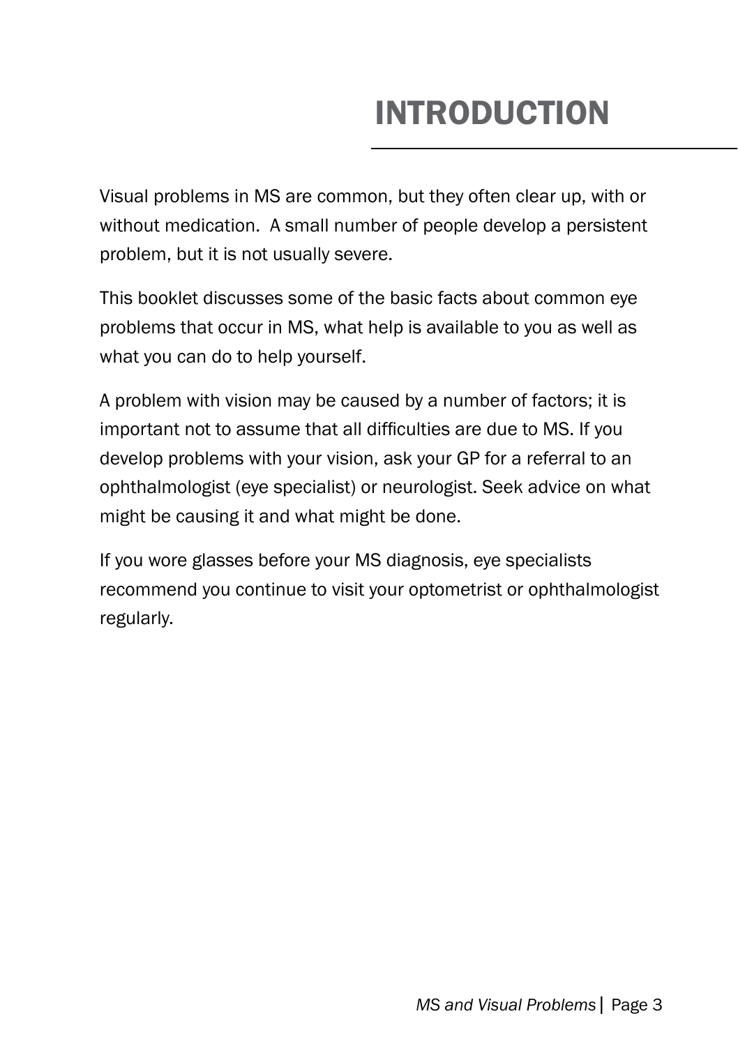# INTRODUCTION

Visual problems in MS are common, but they often clear up, with or without medication.  A small number of people develop a persistent problem, but it is not usually severe.

This booklet discusses some of the basic facts about common eye problems that occur in MS, what help is available to you as well as what you can do to help yourself.

A problem with vision may be caused by a number of factors; it is important not to assume that all difficulties are due to MS. If you develop problems with your vision, ask your GP for a referral to an ophthalmologist (eye specialist) or neurologist. Seek advice on what might be causing it and what might be done.

If you wore glasses before your MS diagnosis, eye specialists recommend you continue to visit your optometrist or ophthalmologist regularly.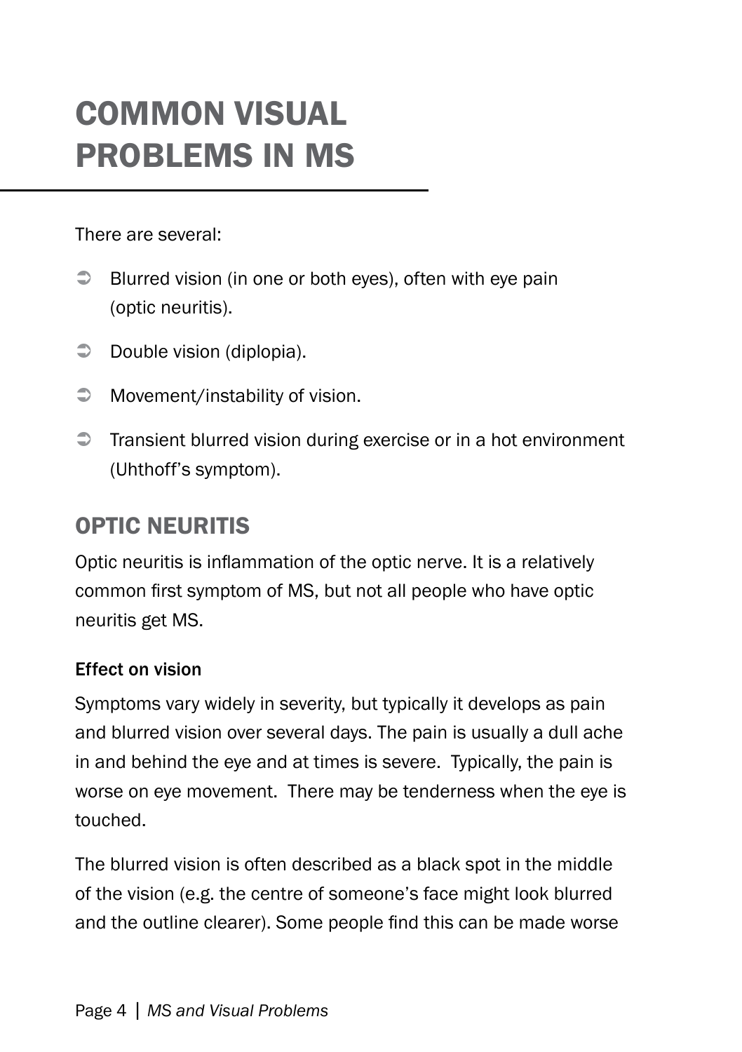# COMMON VISUAL PROBLEMS IN MS

There are several:

- Blurred vision (in one or both eyes), often with eye pain (optic neuritis).
- Double vision (diplopia).
- Movement/instability of vision.
- Transient blurred vision during exercise or in a hot environment (Uhthoff's symptom).

## OPTIC NEURITIS

Optic neuritis is inflammation of the optic nerve. It is a relatively common first symptom of MS, but not all people who have optic neuritis get MS.

### Effect on vision

Symptoms vary widely in severity, but typically it develops as pain and blurred vision over several days. The pain is usually a dull ache in and behind the eye and at times is severe. Typically, the pain is worse on eye movement. There may be tenderness when the eye is touched.

The blurred vision is often described as a black spot in the middle of the vision (e.g. the centre of someone's face might look blurred and the outline clearer). Some people find this can be made worse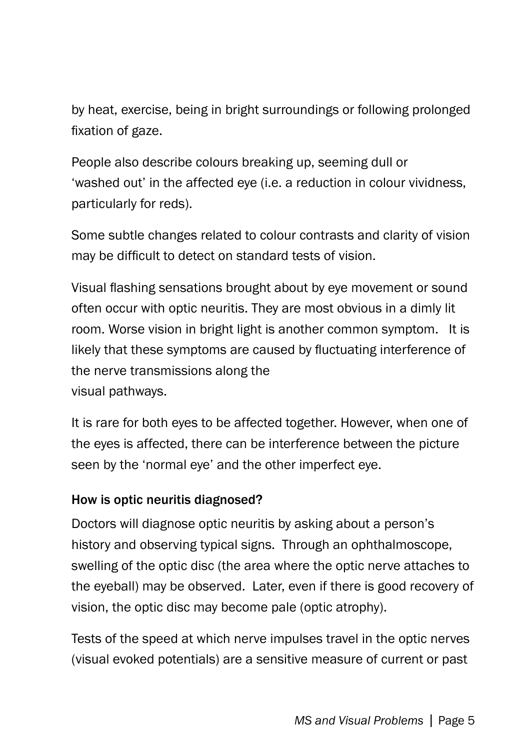by heat, exercise, being in bright surroundings or following prolonged fixation of gaze.

People also describe colours breaking up, seeming dull or 'washed out' in the affected eye (i.e. a reduction in colour vividness, particularly for reds).

Some subtle changes related to colour contrasts and clarity of vision may be difficult to detect on standard tests of vision.

Visual flashing sensations brought about by eye movement or sound often occur with optic neuritis. They are most obvious in a dimly lit room. Worse vision in bright light is another common symptom. It is likely that these symptoms are caused by fluctuating interference of the nerve transmissions along the visual pathways.

It is rare for both eyes to be affected together. However, when one of the eyes is affected, there can be interference between the picture seen by the 'normal eye' and the other imperfect eye.

**How is optic neuritis diagnosed?**

Doctors will diagnose optic neuritis by asking about a person's history and observing typical signs. Through an ophthalmoscope, swelling of the optic disc (the area where the optic nerve attaches to the eyeball) may be observed. Later, even if there is good recovery of vision, the optic disc may become pale (optic atrophy).

Tests of the speed at which nerve impulses travel in the optic nerves (visual evoked potentials) are a sensitive measure of current or past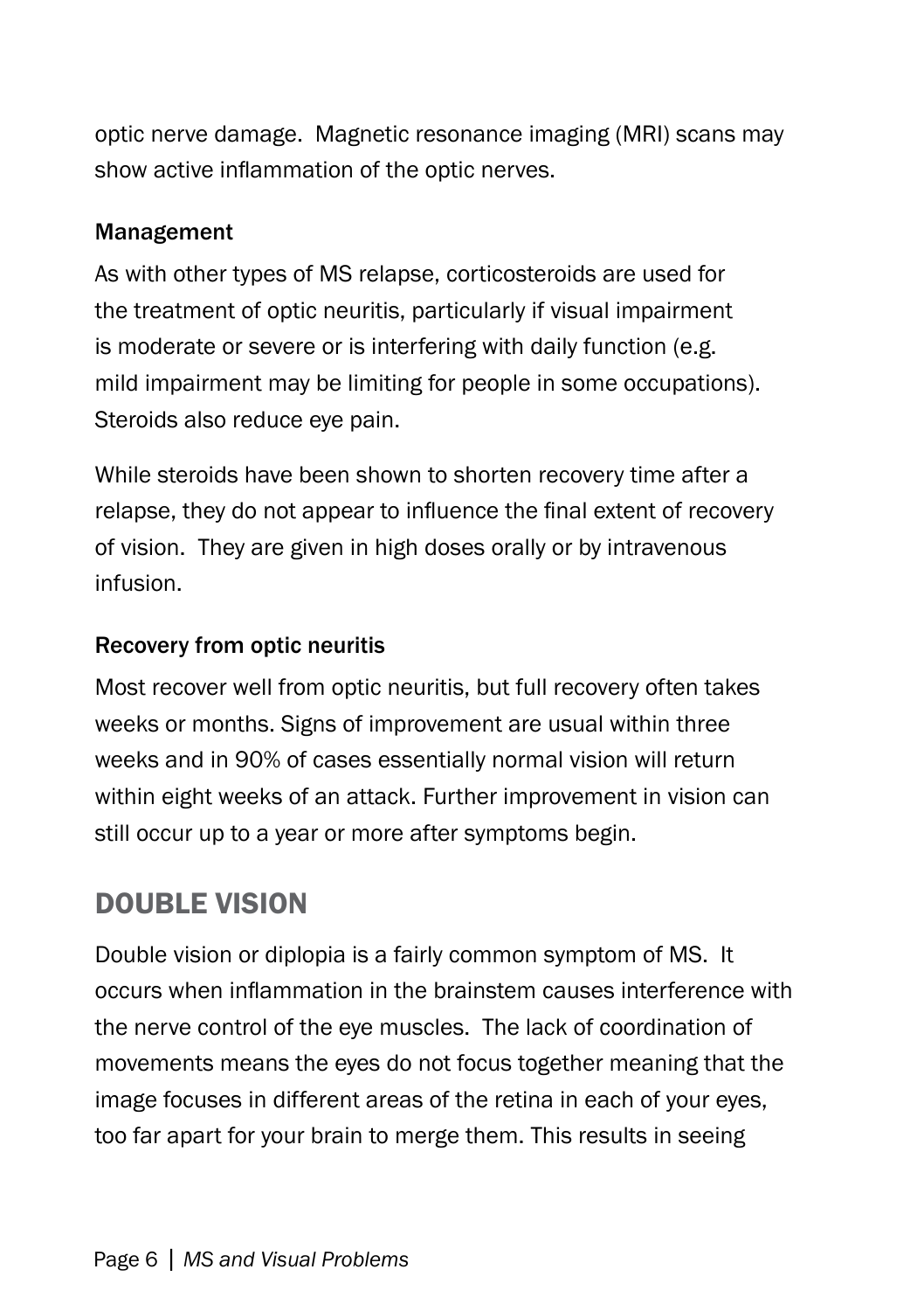optic nerve damage. Magnetic resonance imaging (MRI) scans may show active inflammation of the optic nerves.

### Management

As with other types of MS relapse, corticosteroids are used for the treatment of optic neuritis, particularly if visual impairment is moderate or severe or is interfering with daily function (e.g. mild impairment may be limiting for people in some occupations). Steroids also reduce eye pain.

While steroids have been shown to shorten recovery time after a relapse, they do not appear to influence the final extent of recovery of vision. They are given in high doses orally or by intravenous infusion.

### Recovery from optic neuritis

Most recover well from optic neuritis, but full recovery often takes weeks or months. Signs of improvement are usual within three weeks and in 90% of cases essentially normal vision will return within eight weeks of an attack. Further improvement in vision can still occur up to a year or more after symptoms begin.

## DOUBLE VISION

Double vision or diplopia is a fairly common symptom of MS. It occurs when inflammation in the brainstem causes interference with the nerve control of the eye muscles. The lack of coordination of movements means the eyes do not focus together meaning that the image focuses in different areas of the retina in each of your eyes, too far apart for your brain to merge them. This results in seeing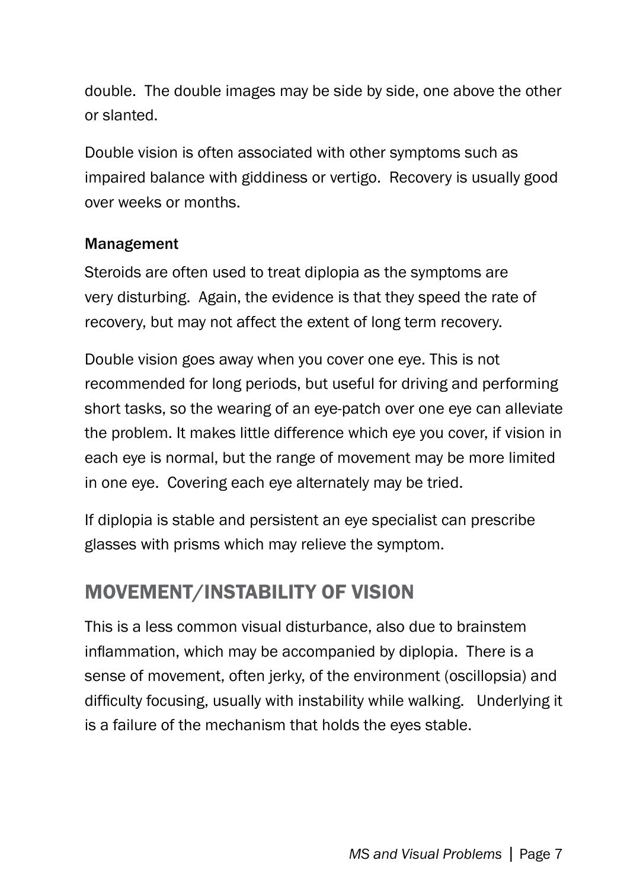double. The double images may be side by side, one above the other or slanted.

Double vision is often associated with other symptoms such as impaired balance with giddiness or vertigo. Recovery is usually good over weeks or months.

### Management

Steroids are often used to treat diplopia as the symptoms are very disturbing. Again, the evidence is that they speed the rate of recovery, but may not affect the extent of long term recovery.

Double vision goes away when you cover one eye. This is not recommended for long periods, but useful for driving and performing short tasks, so the wearing of an eye-patch over one eye can alleviate the problem. It makes little difference which eye you cover, if vision in each eye is normal, but the range of movement may be more limited in one eye. Covering each eye alternately may be tried.

If diplopia is stable and persistent an eye specialist can prescribe glasses with prisms which may relieve the symptom.

## MOVEMENT/INSTABILITY OF VISION

This is a less common visual disturbance, also due to brainstem inflammation, which may be accompanied by diplopia. There is a sense of movement, often jerky, of the environment (oscillopsia) and difficulty focusing, usually with instability while walking. Underlying it is a failure of the mechanism that holds the eyes stable.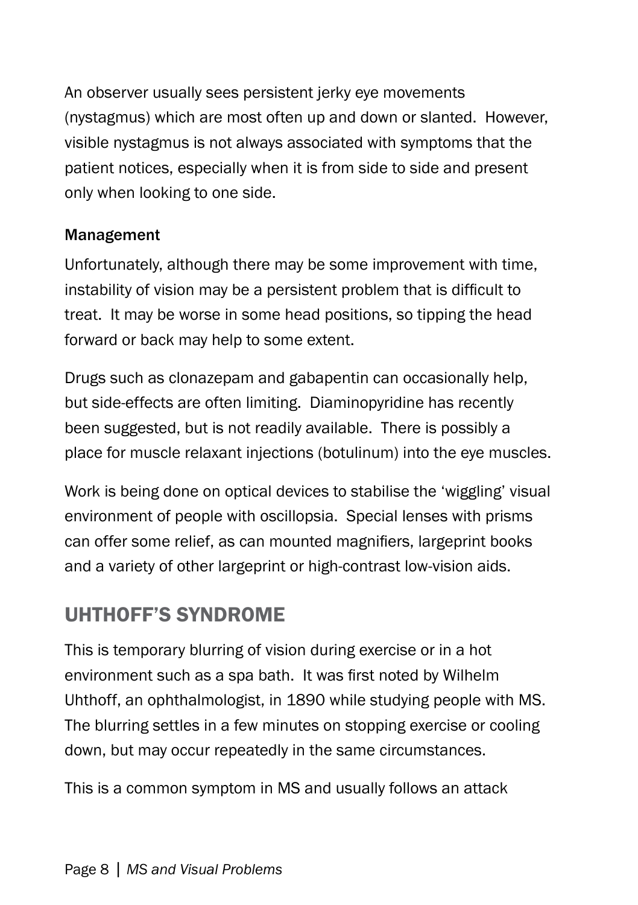An observer usually sees persistent jerky eye movements (nystagmus) which are most often up and down or slanted. However, visible nystagmus is not always associated with symptoms that the patient notices, especially when it is from side to side and present only when looking to one side.

### Management

Unfortunately, although there may be some improvement with time, instability of vision may be a persistent problem that is difficult to treat. It may be worse in some head positions, so tipping the head forward or back may help to some extent.

Drugs such as clonazepam and gabapentin can occasionally help, but side-effects are often limiting. Diaminopyridine has recently been suggested, but is not readily available. There is possibly a place for muscle relaxant injections (botulinum) into the eye muscles.

Work is being done on optical devices to stabilise the 'wiggling' visual environment of people with oscillopsia. Special lenses with prisms can offer some relief, as can mounted magnifiers, largeprint books and a variety of other largeprint or high-contrast low-vision aids.

## UHTHOFF'S SYNDROME

This is temporary blurring of vision during exercise or in a hot environment such as a spa bath. It was first noted by Wilhelm Uhthoff, an ophthalmologist, in 1890 while studying people with MS. The blurring settles in a few minutes on stopping exercise or cooling down, but may occur repeatedly in the same circumstances.

This is a common symptom in MS and usually follows an attack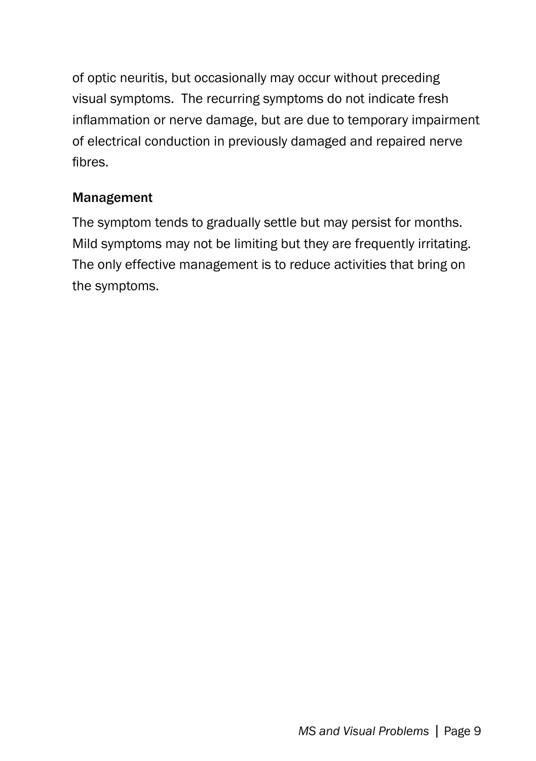of optic neuritis, but occasionally may occur without preceding visual symptoms. The recurring symptoms do not indicate fresh inflammation or nerve damage, but are due to temporary impairment of electrical conduction in previously damaged and repaired nerve fibres.

### Management

The symptom tends to gradually settle but may persist for months. Mild symptoms may not be limiting but they are frequently irritating. The only effective management is to reduce activities that bring on the symptoms.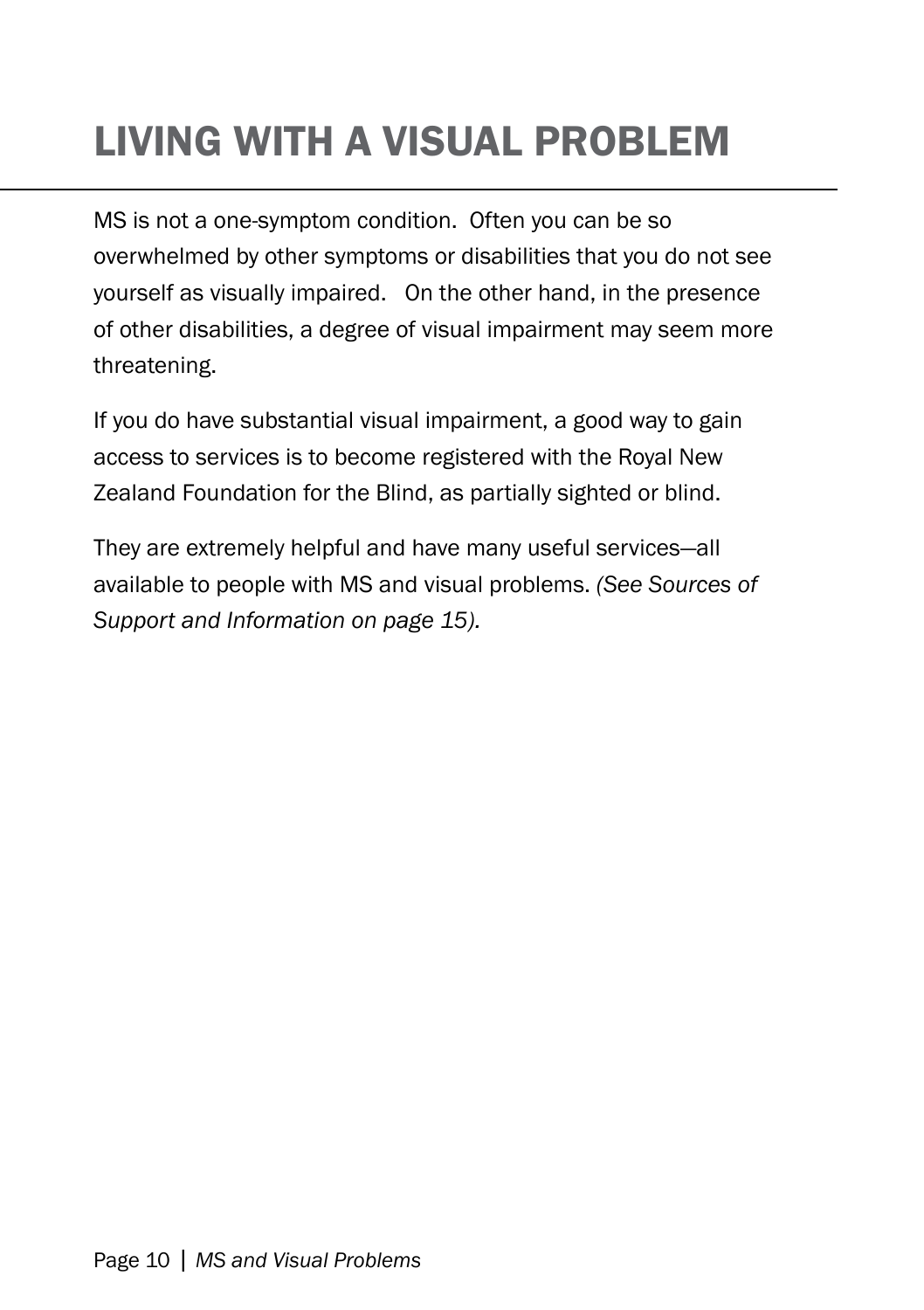# LIVING WITH A VISUAL PROBLEM

MS is not a one-symptom condition. Often you can be so overwhelmed by other symptoms or disabilities that you do not see yourself as visually impaired. On the other hand, in the presence of other disabilities, a degree of visual impairment may seem more threatening.

If you do have substantial visual impairment, a good way to gain access to services is to become registered with the Royal New Zealand Foundation for the Blind, as partially sighted or blind.

They are extremely helpful and have many useful services—all available to people with MS and visual problems. *(See Sources of Support and Information on page 15).*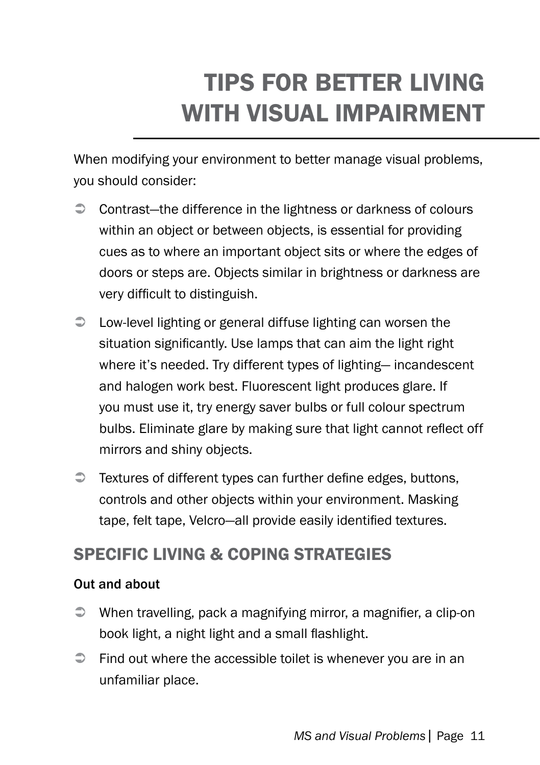# TIPS FOR BETTER LIVING WITH VISUAL IMPAIRMENT

When modifying your environment to better manage visual problems, you should consider:

- Contrast—the difference in the lightness or darkness of colours within an object or between objects, is essential for providing cues as to where an important object sits or where the edges of doors or steps are. Objects similar in brightness or darkness are very difficult to distinguish.
- Low-level lighting or general diffuse lighting can worsen the situation significantly. Use lamps that can aim the light right where it's needed. Try different types of lighting— incandescent and halogen work best. Fluorescent light produces glare. If you must use it, try energy saver bulbs or full colour spectrum bulbs. Eliminate glare by making sure that light cannot reflect off mirrors and shiny objects.
- Textures of different types can further define edges, buttons, controls and other objects within your environment. Masking tape, felt tape, Velcro—all provide easily identified textures.

## SPECIFIC LIVING & COPING STRATEGIES

### Out and about

- When travelling, pack a magnifying mirror, a magnifier, a clip-on book light, a night light and a small flashlight.
- Find out where the accessible toilet is whenever you are in an unfamiliar place.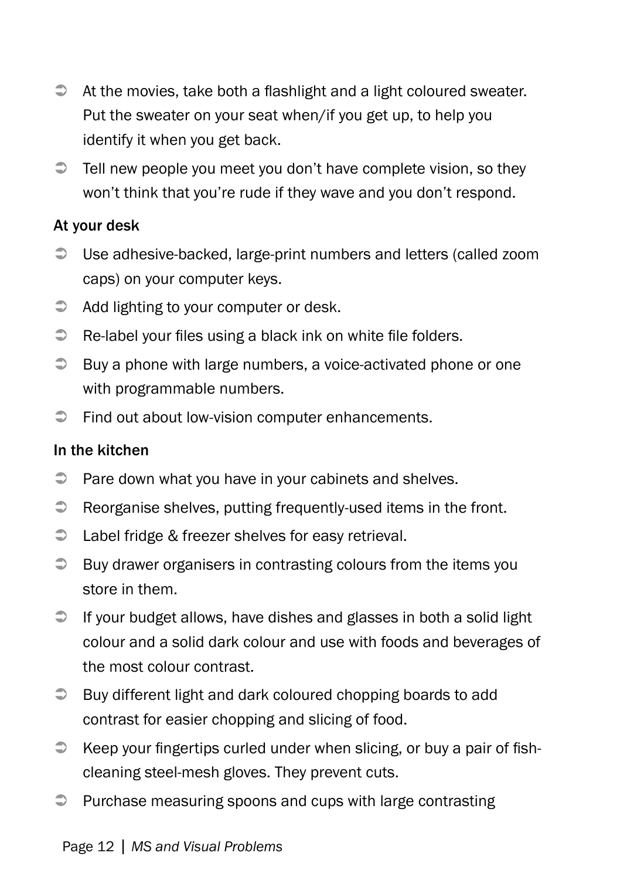- At the movies, take both a flashlight and a light coloured sweater. Put the sweater on your seat when/if you get up, to help you identify it when you get back.
- Tell new people you meet you don't have complete vision, so they won't think that you're rude if they wave and you don't respond.

### At your desk

- Use adhesive-backed, large-print numbers and letters (called zoom caps) on your computer keys.
- Add lighting to your computer or desk.
- Re-label your files using a black ink on white file folders.
- Buy a phone with large numbers, a voice-activated phone or one with programmable numbers.
- Find out about low-vision computer enhancements.

### In the kitchen

- Pare down what you have in your cabinets and shelves.
- Reorganise shelves, putting frequently-used items in the front.
- Label fridge & freezer shelves for easy retrieval.
- Buy drawer organisers in contrasting colours from the items you store in them.
- If your budget allows, have dishes and glasses in both a solid light colour and a solid dark colour and use with foods and beverages of the most colour contrast.
- Buy different light and dark coloured chopping boards to add contrast for easier chopping and slicing of food.
- Keep your fingertips curled under when slicing, or buy a pair of fish-cleaning steel-mesh gloves. They prevent cuts.
- Purchase measuring spoons and cups with large contrasting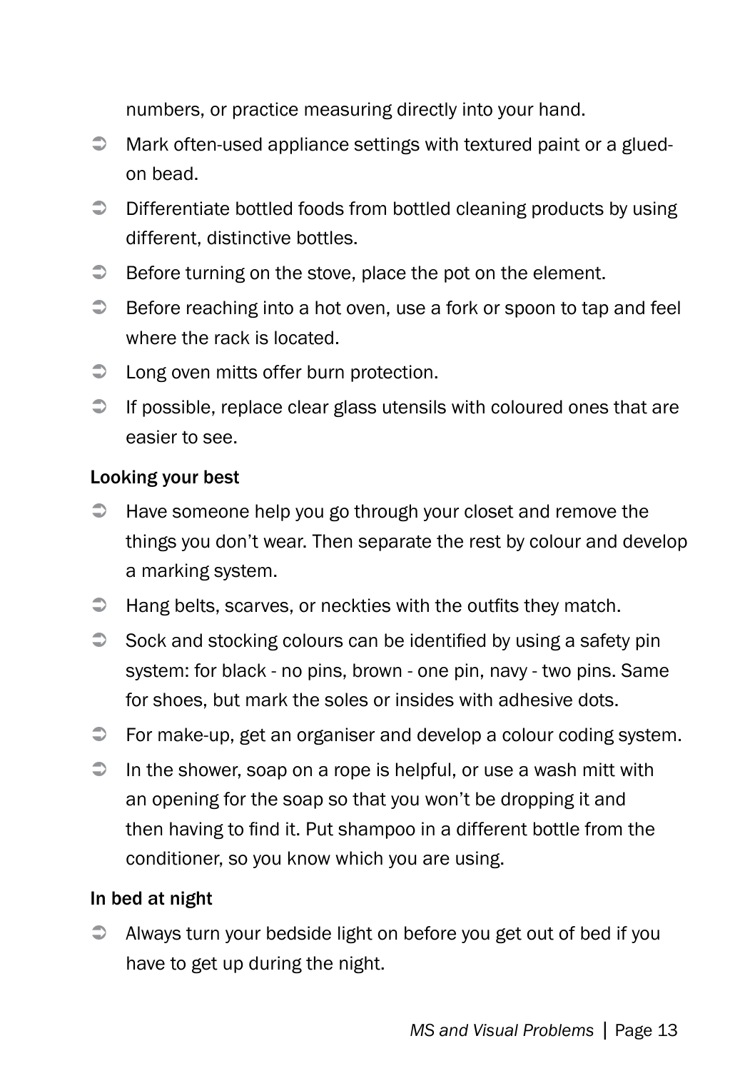numbers, or practice measuring directly into your hand.

- Mark often-used appliance settings with textured paint or a glued-on bead.
- Differentiate bottled foods from bottled cleaning products by using different, distinctive bottles.
- Before turning on the stove, place the pot on the element.
- Before reaching into a hot oven, use a fork or spoon to tap and feel where the rack is located.
- Long oven mitts offer burn protection.
- If possible, replace clear glass utensils with coloured ones that are easier to see.

### Looking your best

- Have someone help you go through your closet and remove the things you don't wear. Then separate the rest by colour and develop a marking system.
- Hang belts, scarves, or neckties with the outfits they match.
- Sock and stocking colours can be identified by using a safety pin system: for black - no pins, brown - one pin, navy - two pins. Same for shoes, but mark the soles or insides with adhesive dots.
- For make-up, get an organiser and develop a colour coding system.
- In the shower, soap on a rope is helpful, or use a wash mitt with an opening for the soap so that you won't be dropping it and then having to find it. Put shampoo in a different bottle from the conditioner, so you know which you are using.

### In bed at night

- Always turn your bedside light on before you get out of bed if you have to get up during the night.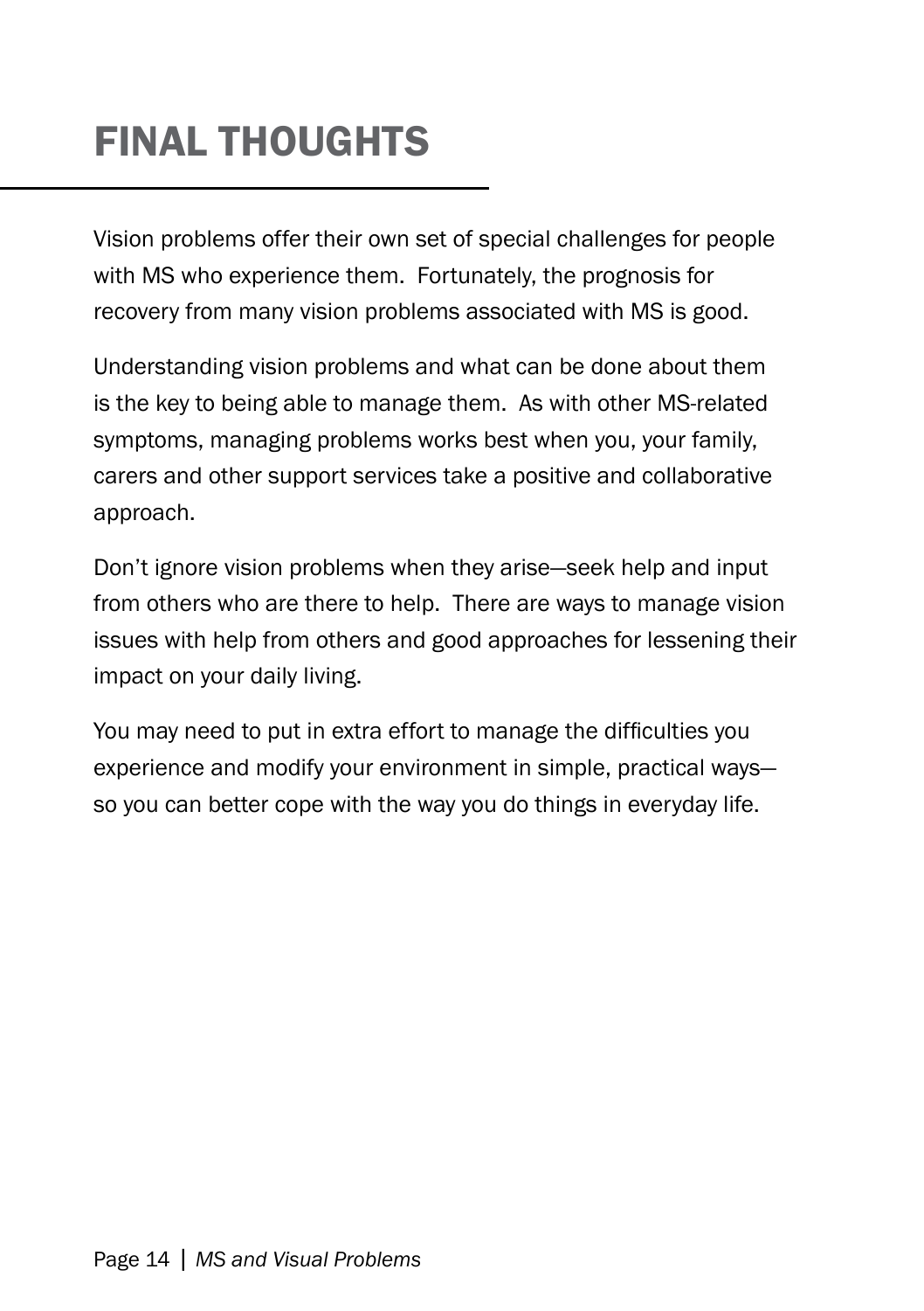# FINAL THOUGHTS

Vision problems offer their own set of special challenges for people with MS who experience them. Fortunately, the prognosis for recovery from many vision problems associated with MS is good.

Understanding vision problems and what can be done about them is the key to being able to manage them. As with other MS-related symptoms, managing problems works best when you, your family, carers and other support services take a positive and collaborative approach.

Don't ignore vision problems when they arise—seek help and input from others who are there to help. There are ways to manage vision issues with help from others and good approaches for lessening their impact on your daily living.

You may need to put in extra effort to manage the difficulties you experience and modify your environment in simple, practical ways—so you can better cope with the way you do things in everyday life.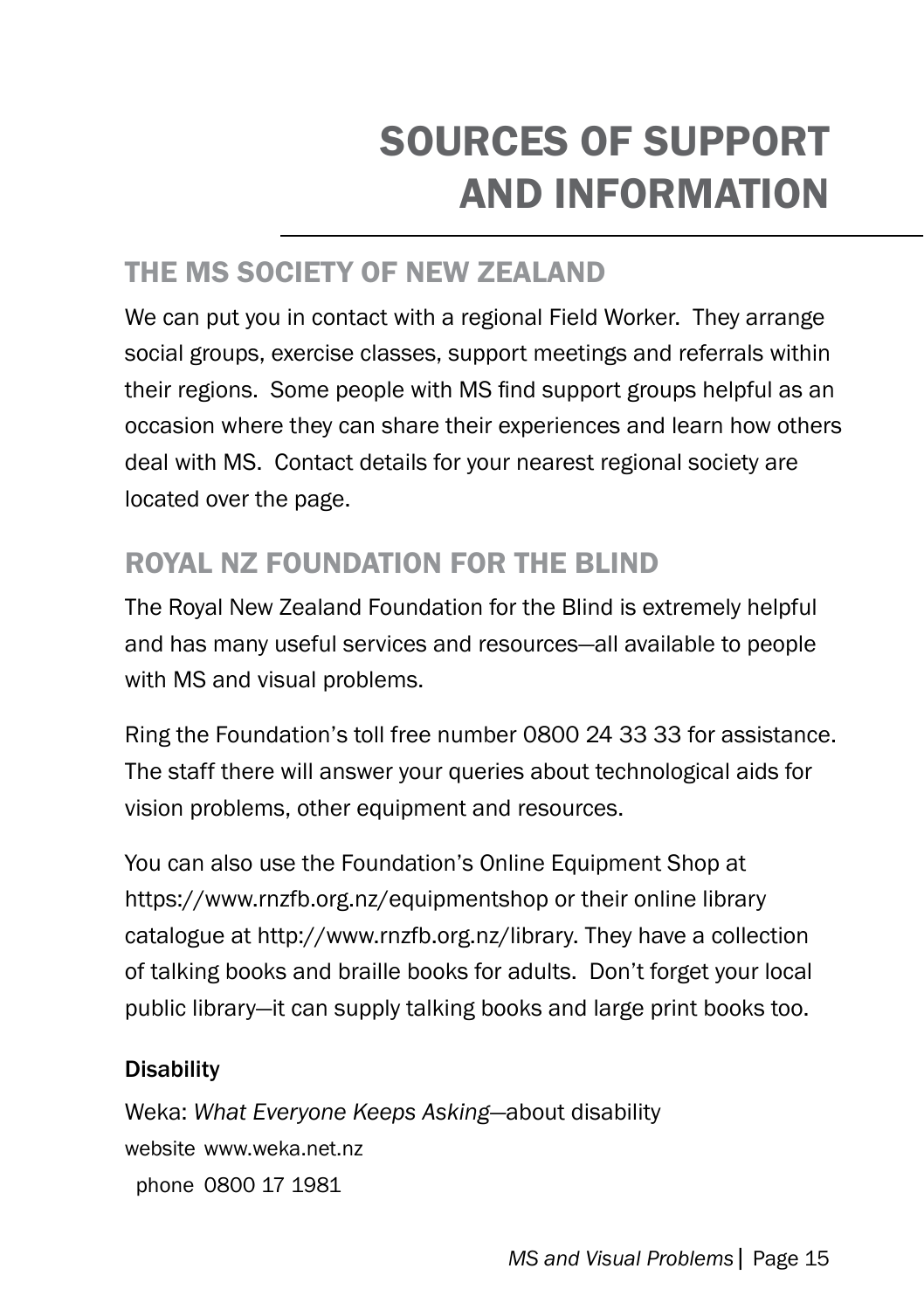# SOURCES OF SUPPORT AND INFORMATION

## THE MS SOCIETY OF NEW ZEALAND

We can put you in contact with a regional Field Worker. They arrange social groups, exercise classes, support meetings and referrals within their regions. Some people with MS find support groups helpful as an occasion where they can share their experiences and learn how others deal with MS. Contact details for your nearest regional society are located over the page.

## ROYAL NZ FOUNDATION FOR THE BLIND

The Royal New Zealand Foundation for the Blind is extremely helpful and has many useful services and resources—all available to people with MS and visual problems.

Ring the Foundation's toll free number 0800 24 33 33 for assistance. The staff there will answer your queries about technological aids for vision problems, other equipment and resources.

You can also use the Foundation's Online Equipment Shop at https://www.rnzfb.org.nz/equipmentshop or their online library catalogue at http://www.rnzfb.org.nz/library. They have a collection of talking books and braille books for adults. Don't forget your local public library—it can supply talking books and large print books too.

### Disability

Weka: *What Everyone Keeps Asking*—about disability

website www.weka.net.nz

phone 0800 17 1981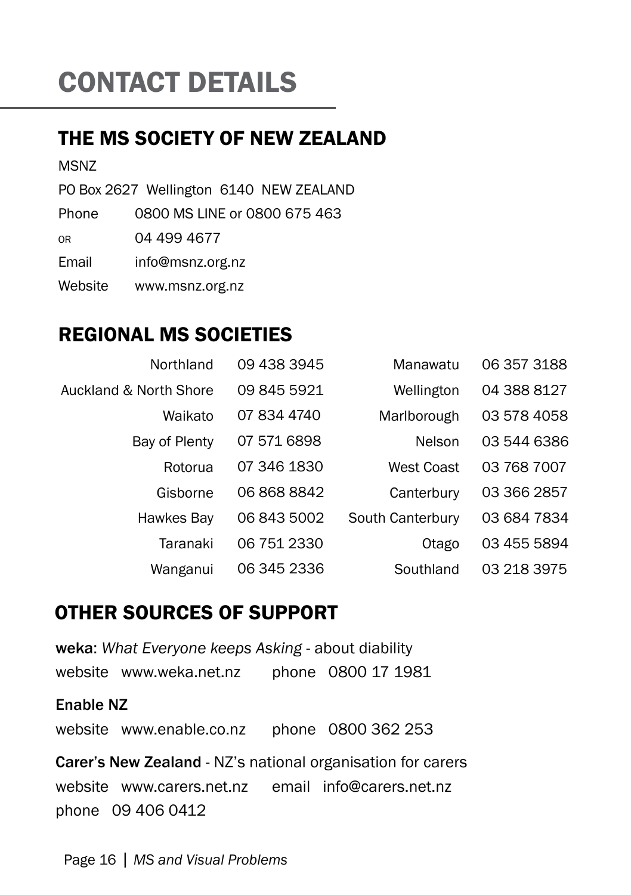# CONTACT DETAILS

## THE MS SOCIETY OF NEW ZEALAND

MSNZ

PO Box 2627 Wellington 6140 NEW ZEALAND

| | |
|---|---|
| Phone | 0800 MS LINE or 0800 675 463 |
| OR | 04 499 4677 |
| Email | info@msnz.org.nz |
| Website | www.msnz.org.nz |

## REGIONAL MS SOCIETIES

| | | | |
|---|---|---|---|
| Northland | 09 438 3945 | Manawatu | 06 357 3188 |
| Auckland & North Shore | 09 845 5921 | Wellington | 04 388 8127 |
| Waikato | 07 834 4740 | Marlborough | 03 578 4058 |
| Bay of Plenty | 07 571 6898 | Nelson | 03 544 6386 |
| Rotorua | 07 346 1830 | West Coast | 03 768 7007 |
| Gisborne | 06 868 8842 | Canterbury | 03 366 2857 |
| Hawkes Bay | 06 843 5002 | South Canterbury | 03 684 7834 |
| Taranaki | 06 751 2330 | Otago | 03 455 5894 |
| Wanganui | 06 345 2336 | Southland | 03 218 3975 |

## OTHER SOURCES OF SUPPORT

**weka**: *What Everyone keeps Asking* - about diability
website www.weka.net.nz phone 0800 17 1981

**Enable NZ**
website www.enable.co.nz phone 0800 362 253

**Carer's New Zealand** - NZ's national organisation for carers
website www.carers.net.nz email info@carers.net.nz
phone 09 406 0412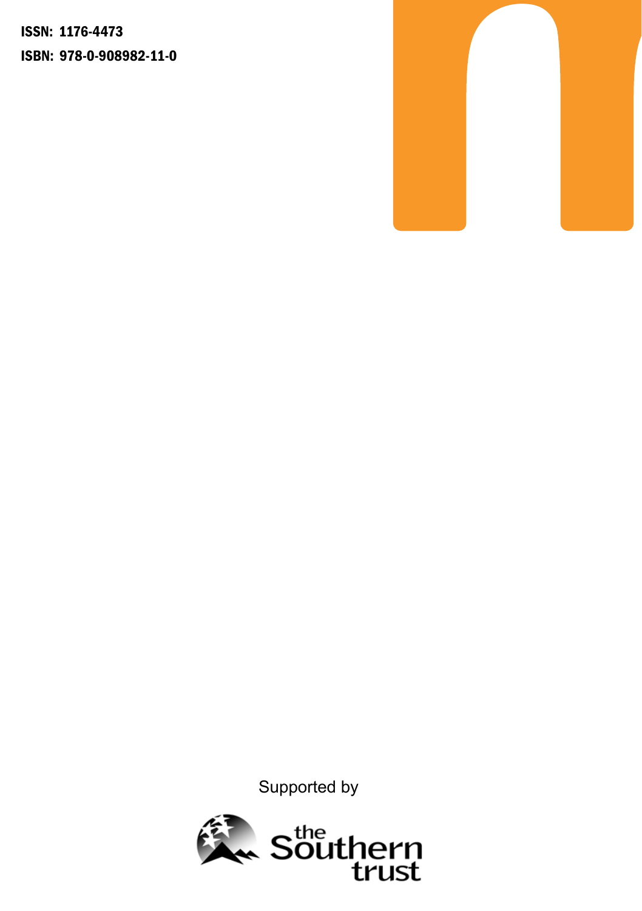ISSN: 1176-4473

ISBN: 978-0-908982-11-0

Supported by

the Southern trust